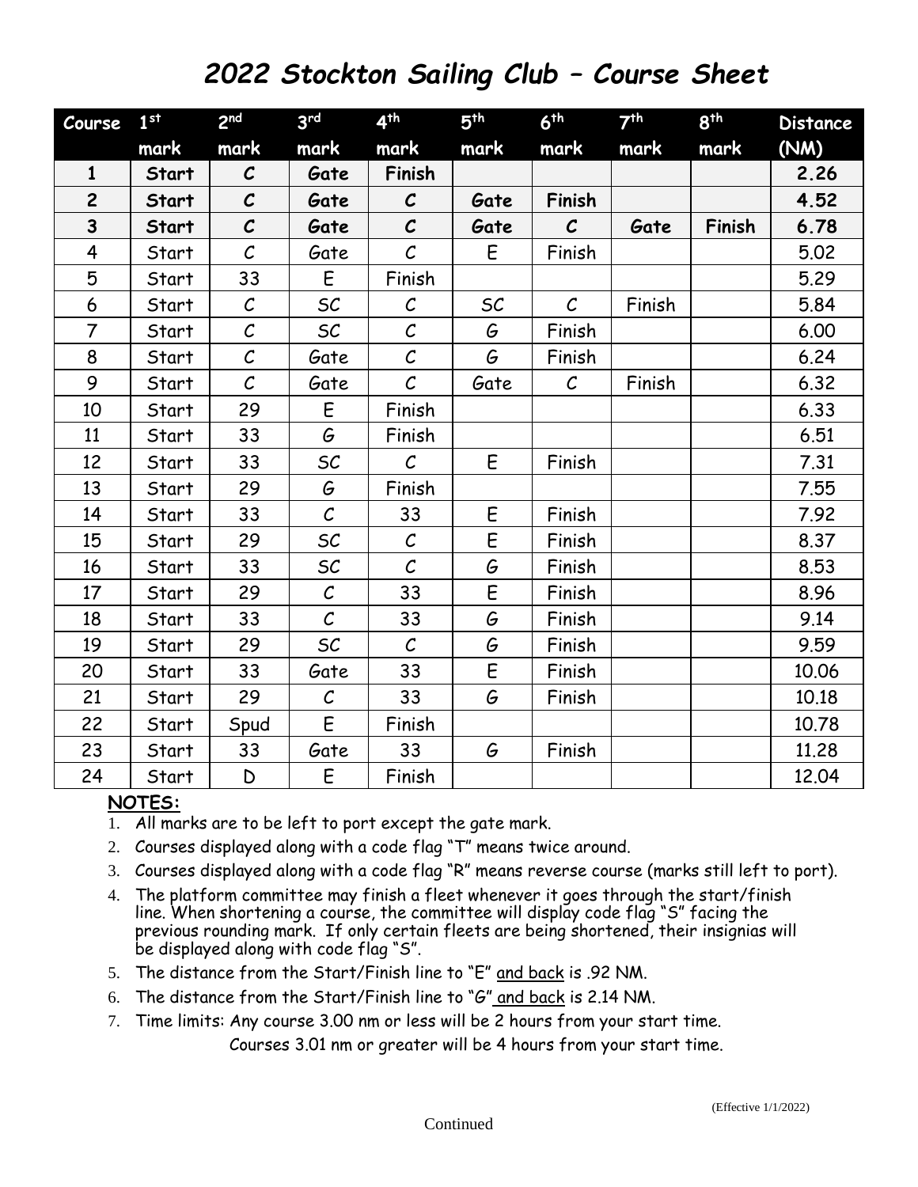# *2022 Stockton Sailing Club – Course Sheet*

| Course | 1st mark | 2nd mark | 3rd mark | 4th mark | 5th mark | 6th mark | 7th mark | 8th mark | Distance (NM) |
|---|---|---|---|---|---|---|---|---|---|
| **1** | **Start** | **C** | **Gate** | **Finish** | | | | | **2.26** |
| **2** | **Start** | **C** | **Gate** | **C** | **Gate** | **Finish** | | | **4.52** |
| **3** | **Start** | **C** | **Gate** | **C** | **Gate** | **C** | **Gate** | **Finish** | **6.78** |
| 4 | Start | C | Gate | C | E | Finish | | | 5.02 |
| 5 | Start | 33 | E | Finish | | | | | 5.29 |
| 6 | Start | C | SC | C | SC | C | Finish | | 5.84 |
| 7 | Start | C | SC | C | G | Finish | | | 6.00 |
| 8 | Start | C | Gate | C | G | Finish | | | 6.24 |
| 9 | Start | C | Gate | C | Gate | C | Finish | | 6.32 |
| 10 | Start | 29 | E | Finish | | | | | 6.33 |
| 11 | Start | 33 | G | Finish | | | | | 6.51 |
| 12 | Start | 33 | SC | C | E | Finish | | | 7.31 |
| 13 | Start | 29 | G | Finish | | | | | 7.55 |
| 14 | Start | 33 | C | 33 | E | Finish | | | 7.92 |
| 15 | Start | 29 | SC | C | E | Finish | | | 8.37 |
| 16 | Start | 33 | SC | C | G | Finish | | | 8.53 |
| 17 | Start | 29 | C | 33 | E | Finish | | | 8.96 |
| 18 | Start | 33 | C | 33 | G | Finish | | | 9.14 |
| 19 | Start | 29 | SC | C | G | Finish | | | 9.59 |
| 20 | Start | 33 | Gate | 33 | E | Finish | | | 10.06 |
| 21 | Start | 29 | C | 33 | G | Finish | | | 10.18 |
| 22 | Start | Spud | E | Finish | | | | | 10.78 |
| 23 | Start | 33 | Gate | 33 | G | Finish | | | 11.28 |
| 24 | Start | D | E | Finish | | | | | 12.04 |

**NOTES:**

1. All marks are to be left to port except the gate mark.
2. Courses displayed along with a code flag "T" means twice around.
3. Courses displayed along with a code flag "R" means reverse course (marks still left to port).
4. The platform committee may finish a fleet whenever it goes through the start/finish line. When shortening a course, the committee will display code flag "S" facing the previous rounding mark. If only certain fleets are being shortened, their insignias will be displayed along with code flag "S".
5. The distance from the Start/Finish line to "E" and back is .92 NM.
6. The distance from the Start/Finish line to "G" and back is 2.14 NM.
7. Time limits: Any course 3.00 nm or less will be 2 hours from your start time.
   Courses 3.01 nm or greater will be 4 hours from your start time.

(Effective 1/1/2022)

Continued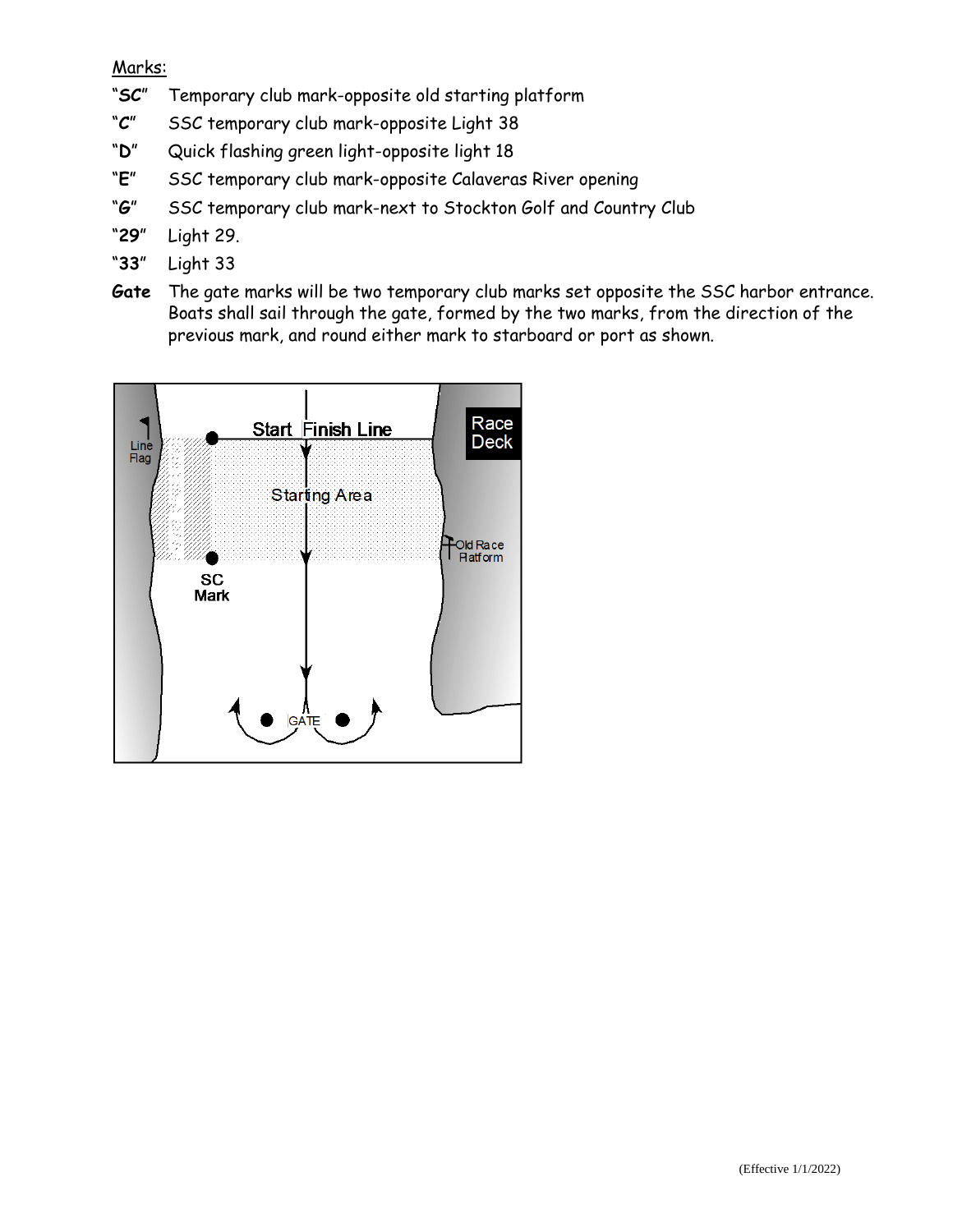Marks:

| | |
|---|---|
| "**SC**" | Temporary club mark-opposite old starting platform |
| "**C**" | SSC temporary club mark-opposite Light 38 |
| "**D**" | Quick flashing green light-opposite light 18 |
| "**E**" | SSC temporary club mark-opposite Calaveras River opening |
| "**G**" | SSC temporary club mark-next to Stockton Golf and Country Club |
| "**29**" | Light 29. |
| "**33**" | Light 33 |
| **Gate** | The gate marks will be two temporary club marks set opposite the SSC harbor entrance. Boats shall sail through the gate, formed by the two marks, from the direction of the previous mark, and round either mark to starboard or port as shown. |

Line Flag

Start Finish Line

Race Deck

Starting Area

Old Race Platform

SC Mark

GATE

(Effective 1/1/2022)